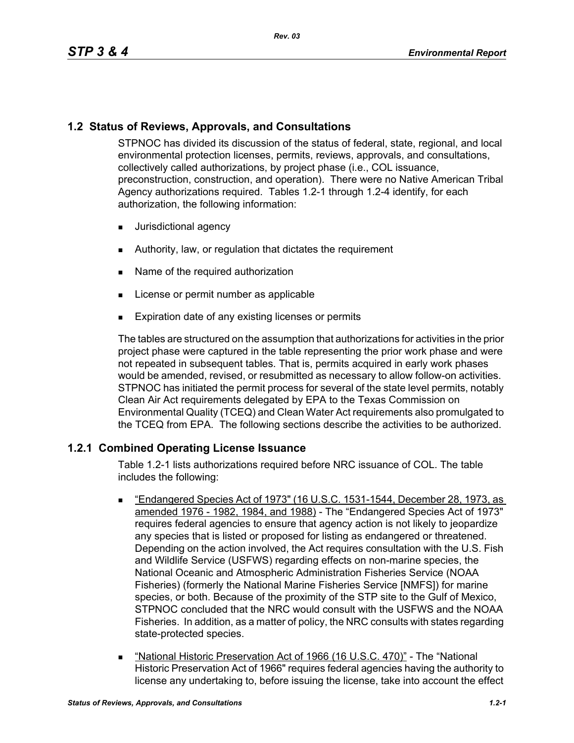## 1.2 Status of Reviews, Approvals, and Consultations

STPNOC has divided its discussion of the status of federal, state, regional, and local environmental protection licenses, permits, reviews, approvals, and consultations, collectively called authorizations, by project phase (i.e., COL issuance, preconstruction, construction, and operation). There were no Native American Tribal Agency authorizations required. Tables 1.2-1 through 1.2-4 identify, for each authorization, the following information:

- Jurisdictional agency
- Authority, law, or regulation that dictates the requirement
- Name of the required authorization
- License or permit number as applicable
- Expiration date of any existing licenses or permits

The tables are structured on the assumption that authorizations for activities in the prior project phase were captured in the table representing the prior work phase and were not repeated in subsequent tables. That is, permits acquired in early work phases would be amended, revised, or resubmitted as necessary to allow follow-on activities. STPNOC has initiated the permit process for several of the state level permits, notably Clean Air Act requirements delegated by EPA to the Texas Commission on Environmental Quality (TCEQ) and Clean Water Act requirements also promulgated to the TCEQ from EPA. The following sections describe the activities to be authorized.

### 1.2.1 Combined Operating License Issuance

Table 1.2-1 lists authorizations required before NRC issuance of COL. The table includes the following:

- "Endangered Species Act of 1973" (16 U.S.C. 1531-1544, December 28, 1973, as amended 1976 - 1982, 1984, and 1988) - The "Endangered Species Act of 1973" requires federal agencies to ensure that agency action is not likely to jeopardize any species that is listed or proposed for listing as endangered or threatened. Depending on the action involved, the Act requires consultation with the U.S. Fish and Wildlife Service (USFWS) regarding effects on non-marine species, the National Oceanic and Atmospheric Administration Fisheries Service (NOAA Fisheries) (formerly the National Marine Fisheries Service [NMFS]) for marine species, or both. Because of the proximity of the STP site to the Gulf of Mexico, STPNOC concluded that the NRC would consult with the USFWS and the NOAA Fisheries. In addition, as a matter of policy, the NRC consults with states regarding state-protected species.
- "National Historic Preservation Act of 1966 (16 U.S.C. 470)" - The "National Historic Preservation Act of 1966" requires federal agencies having the authority to license any undertaking to, before issuing the license, take into account the effect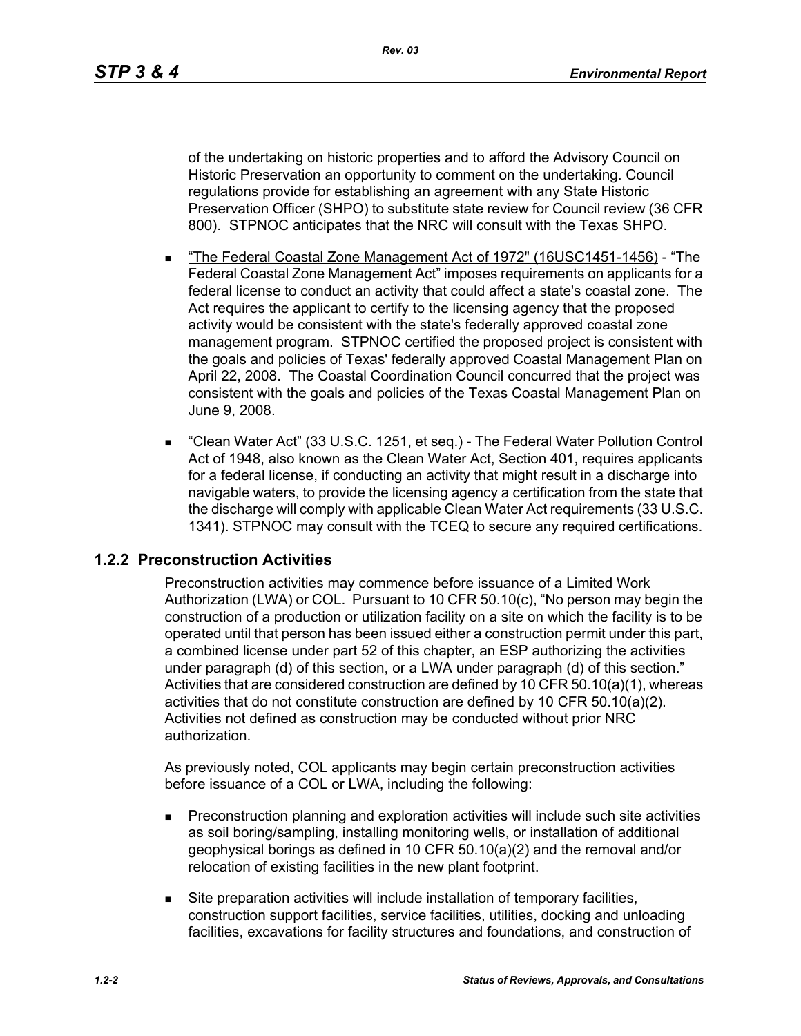of the undertaking on historic properties and to afford the Advisory Council on Historic Preservation an opportunity to comment on the undertaking. Council regulations provide for establishing an agreement with any State Historic Preservation Officer (SHPO) to substitute state review for Council review (36 CFR 800). STPNOC anticipates that the NRC will consult with the Texas SHPO.

- "The Federal Coastal Zone Management Act of 1972" (16USC1451-1456) - "The Federal Coastal Zone Management Act" imposes requirements on applicants for a federal license to conduct an activity that could affect a state's coastal zone. The Act requires the applicant to certify to the licensing agency that the proposed activity would be consistent with the state's federally approved coastal zone management program. STPNOC certified the proposed project is consistent with the goals and policies of Texas' federally approved Coastal Management Plan on April 22, 2008. The Coastal Coordination Council concurred that the project was consistent with the goals and policies of the Texas Coastal Management Plan on June 9, 2008.

- "Clean Water Act" (33 U.S.C. 1251, et seq.) - The Federal Water Pollution Control Act of 1948, also known as the Clean Water Act, Section 401, requires applicants for a federal license, if conducting an activity that might result in a discharge into navigable waters, to provide the licensing agency a certification from the state that the discharge will comply with applicable Clean Water Act requirements (33 U.S.C. 1341). STPNOC may consult with the TCEQ to secure any required certifications.

## 1.2.2 Preconstruction Activities

Preconstruction activities may commence before issuance of a Limited Work Authorization (LWA) or COL. Pursuant to 10 CFR 50.10(c), "No person may begin the construction of a production or utilization facility on a site on which the facility is to be operated until that person has been issued either a construction permit under this part, a combined license under part 52 of this chapter, an ESP authorizing the activities under paragraph (d) of this section, or a LWA under paragraph (d) of this section." Activities that are considered construction are defined by 10 CFR 50.10(a)(1), whereas activities that do not constitute construction are defined by 10 CFR 50.10(a)(2). Activities not defined as construction may be conducted without prior NRC authorization.

As previously noted, COL applicants may begin certain preconstruction activities before issuance of a COL or LWA, including the following:

- Preconstruction planning and exploration activities will include such site activities as soil boring/sampling, installing monitoring wells, or installation of additional geophysical borings as defined in 10 CFR 50.10(a)(2) and the removal and/or relocation of existing facilities in the new plant footprint.

- Site preparation activities will include installation of temporary facilities, construction support facilities, service facilities, utilities, docking and unloading facilities, excavations for facility structures and foundations, and construction of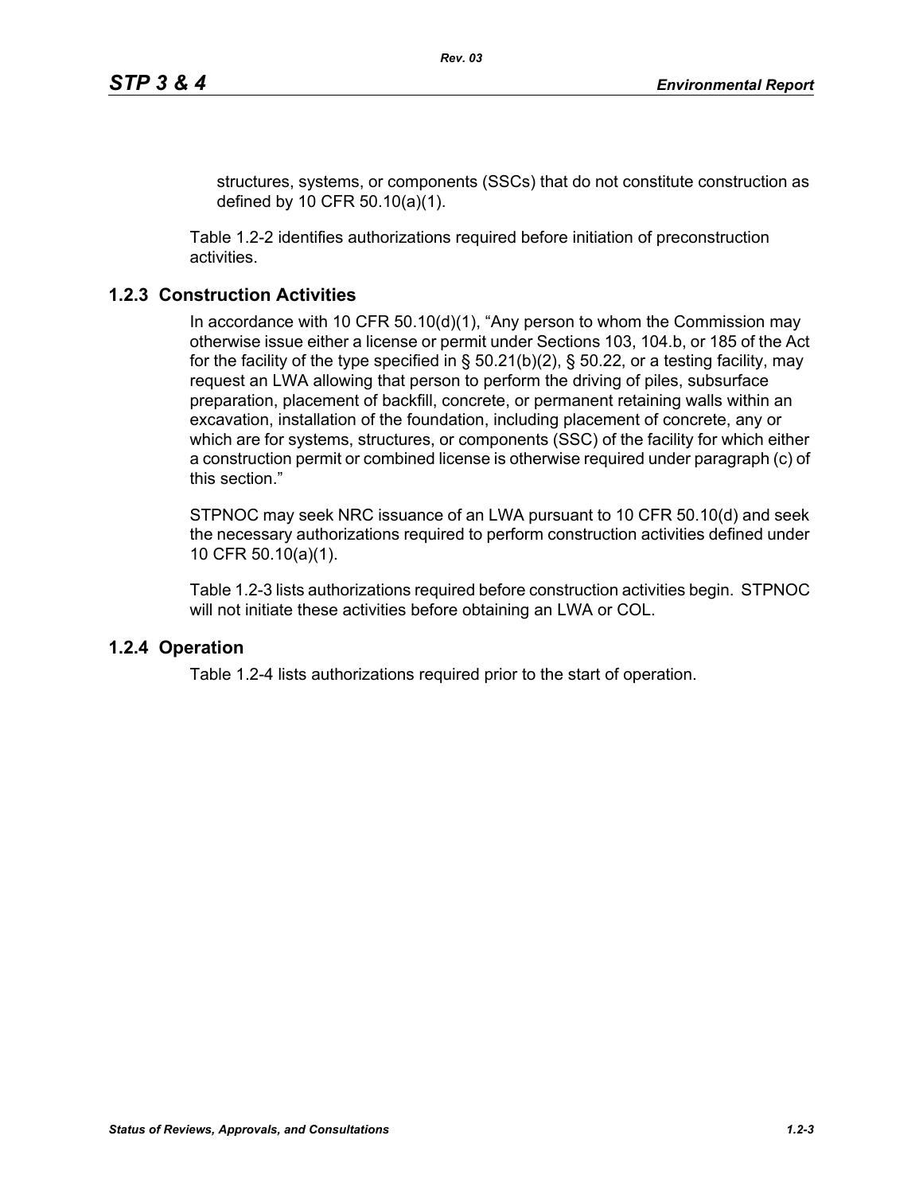structures, systems, or components (SSCs) that do not constitute construction as defined by 10 CFR 50.10(a)(1).

Table 1.2-2 identifies authorizations required before initiation of preconstruction activities.

### 1.2.3 Construction Activities

In accordance with 10 CFR 50.10(d)(1), "Any person to whom the Commission may otherwise issue either a license or permit under Sections 103, 104.b, or 185 of the Act for the facility of the type specified in § 50.21(b)(2), § 50.22, or a testing facility, may request an LWA allowing that person to perform the driving of piles, subsurface preparation, placement of backfill, concrete, or permanent retaining walls within an excavation, installation of the foundation, including placement of concrete, any or which are for systems, structures, or components (SSC) of the facility for which either a construction permit or combined license is otherwise required under paragraph (c) of this section."

STPNOC may seek NRC issuance of an LWA pursuant to 10 CFR 50.10(d) and seek the necessary authorizations required to perform construction activities defined under 10 CFR 50.10(a)(1).

Table 1.2-3 lists authorizations required before construction activities begin. STPNOC will not initiate these activities before obtaining an LWA or COL.

### 1.2.4 Operation

Table 1.2-4 lists authorizations required prior to the start of operation.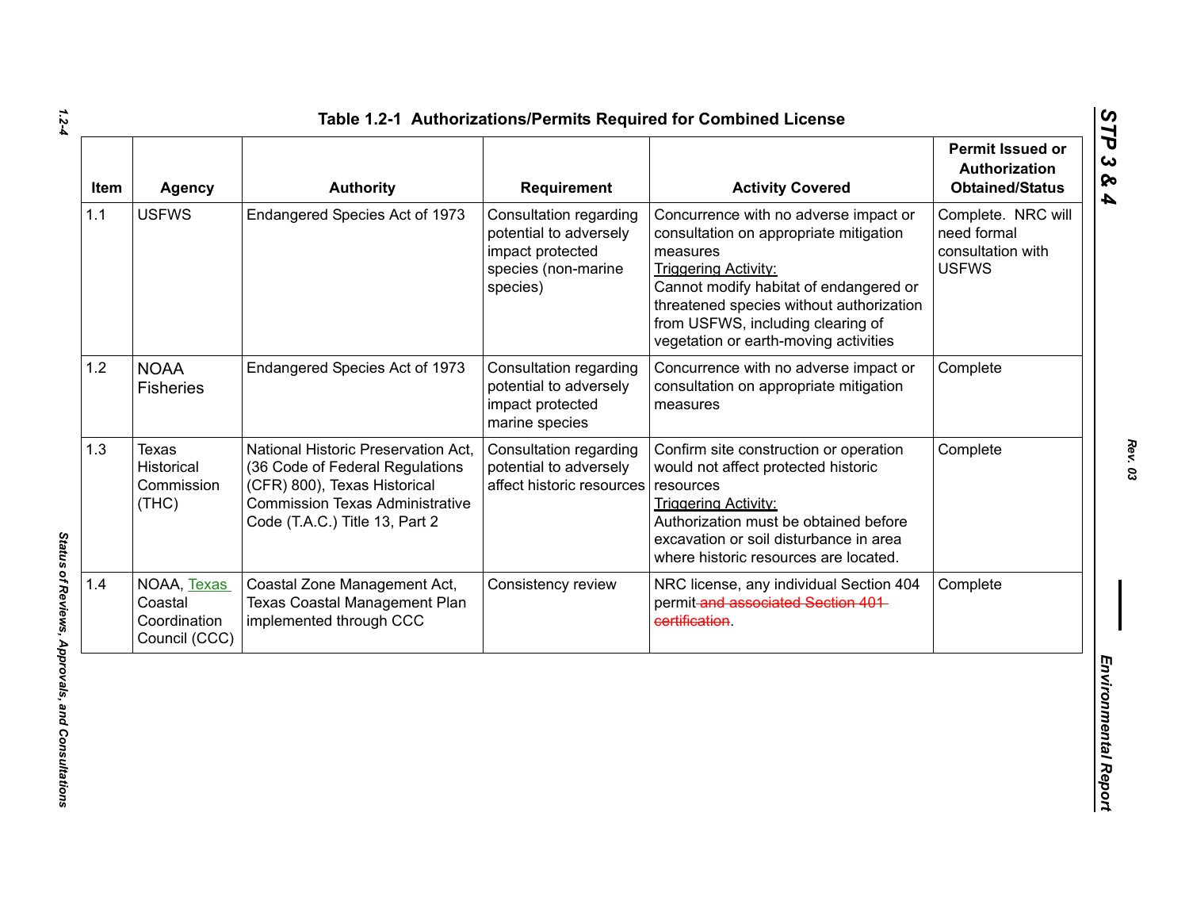## Table 1.2-1 Authorizations/Permits Required for Combined License

| Item | Agency | Authority | Requirement | Activity Covered | Permit Issued or Authorization Obtained/Status |
|---|---|---|---|---|---|
| 1.1 | USFWS | Endangered Species Act of 1973 | Consultation regarding potential to adversely impact protected species (non-marine species) | Concurrence with no adverse impact or consultation on appropriate mitigation measures<br>Triggering Activity:<br>Cannot modify habitat of endangered or threatened species without authorization from USFWS, including clearing of vegetation or earth-moving activities | Complete. NRC will need formal consultation with USFWS |
| 1.2 | NOAA Fisheries | Endangered Species Act of 1973 | Consultation regarding potential to adversely impact protected marine species | Concurrence with no adverse impact or consultation on appropriate mitigation measures | Complete |
| 1.3 | Texas Historical Commission (THC) | National Historic Preservation Act, (36 Code of Federal Regulations (CFR) 800), Texas Historical Commission Texas Administrative Code (T.A.C.) Title 13, Part 2 | Consultation regarding potential to adversely affect historic resources | Confirm site construction or operation would not affect protected historic resources<br>Triggering Activity:<br>Authorization must be obtained before excavation or soil disturbance in area where historic resources are located. | Complete |
| 1.4 | NOAA, Texas Coastal Coordination Council (CCC) | Coastal Zone Management Act, Texas Coastal Management Plan implemented through CCC | Consistency review | NRC license, any individual Section 404 permit ~~and associated Section 401 certification~~. | Complete |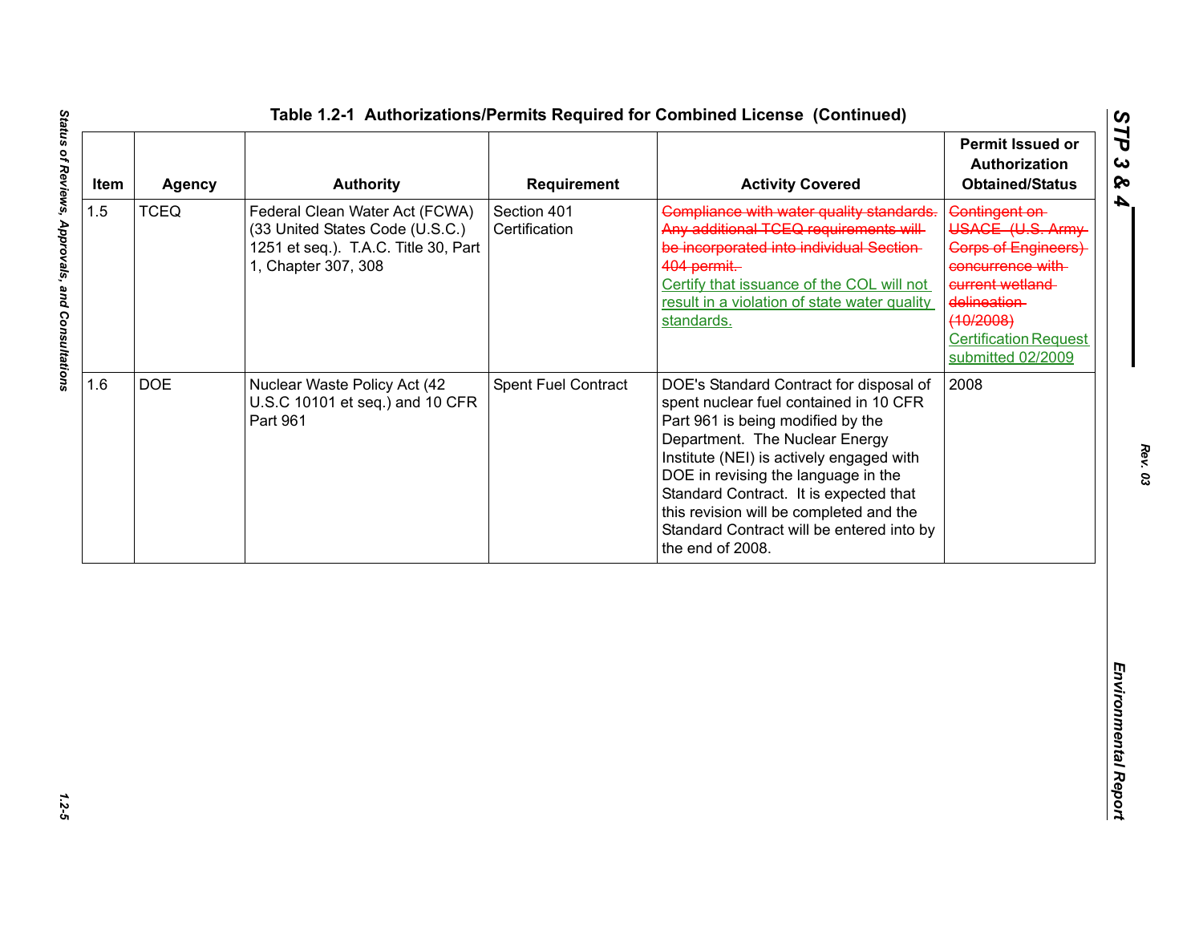**Table 1.2-1 Authorizations/Permits Required for Combined License (Continued)**

| Item | Agency | Authority | Requirement | Activity Covered | Permit Issued or Authorization Obtained/Status |
|---|---|---|---|---|---|
| 1.5 | TCEQ | Federal Clean Water Act (FCWA) (33 United States Code (U.S.C.) 1251 et seq.). T.A.C. Title 30, Part 1, Chapter 307, 308 | Section 401 Certification | ~~Compliance with water quality standards. Any additional TCEQ requirements will be incorporated into individual Section 404 permit.~~ Certify that issuance of the COL will not result in a violation of state water quality standards. | ~~Contingent on USACE (U.S. Army Corps of Engineers) concurrence with current wetland delineation (10/2008)~~ Certification Request submitted 02/2009 |
| 1.6 | DOE | Nuclear Waste Policy Act (42 U.S.C 10101 et seq.) and 10 CFR Part 961 | Spent Fuel Contract | DOE's Standard Contract for disposal of spent nuclear fuel contained in 10 CFR Part 961 is being modified by the Department. The Nuclear Energy Institute (NEI) is actively engaged with DOE in revising the language in the Standard Contract. It is expected that this revision will be completed and the Standard Contract will be entered into by the end of 2008. | 2008 |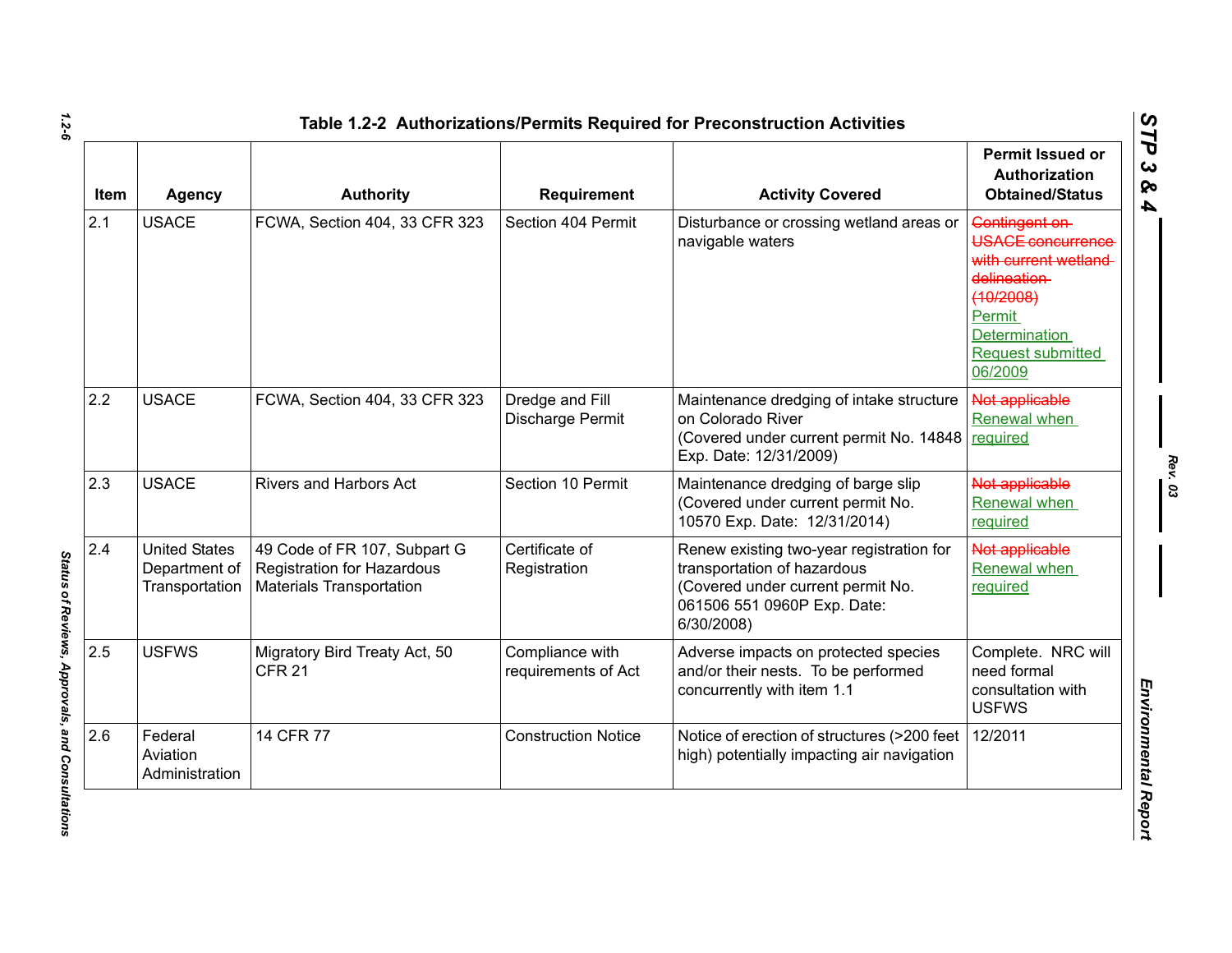**Table 1.2-2 Authorizations/Permits Required for Preconstruction Activities**

| Item | Agency | Authority | Requirement | Activity Covered | Permit Issued or Authorization Obtained/Status |
|---|---|---|---|---|---|
| 2.1 | USACE | FCWA, Section 404, 33 CFR 323 | Section 404 Permit | Disturbance or crossing wetland areas or navigable waters | ~~Contingent on USACE concurrence with current wetland delineation (10/2008)~~ <u>Permit Determination Request submitted 06/2009</u> |
| 2.2 | USACE | FCWA, Section 404, 33 CFR 323 | Dredge and Fill Discharge Permit | Maintenance dredging of intake structure on Colorado River (Covered under current permit No. 14848 Exp. Date: 12/31/2009) | ~~Not applicable~~ <u>Renewal when required</u> |
| 2.3 | USACE | Rivers and Harbors Act | Section 10 Permit | Maintenance dredging of barge slip (Covered under current permit No. 10570 Exp. Date: 12/31/2014) | ~~Not applicable~~ <u>Renewal when required</u> |
| 2.4 | United States Department of Transportation | 49 Code of FR 107, Subpart G Registration for Hazardous Materials Transportation | Certificate of Registration | Renew existing two-year registration for transportation of hazardous (Covered under current permit No. 061506 551 0960P Exp. Date: 6/30/2008) | ~~Not applicable~~ <u>Renewal when required</u> |
| 2.5 | USFWS | Migratory Bird Treaty Act, 50 CFR 21 | Compliance with requirements of Act | Adverse impacts on protected species and/or their nests. To be performed concurrently with item 1.1 | Complete. NRC will need formal consultation with USFWS |
| 2.6 | Federal Aviation Administration | 14 CFR 77 | Construction Notice | Notice of erection of structures (>200 feet high) potentially impacting air navigation | 12/2011 |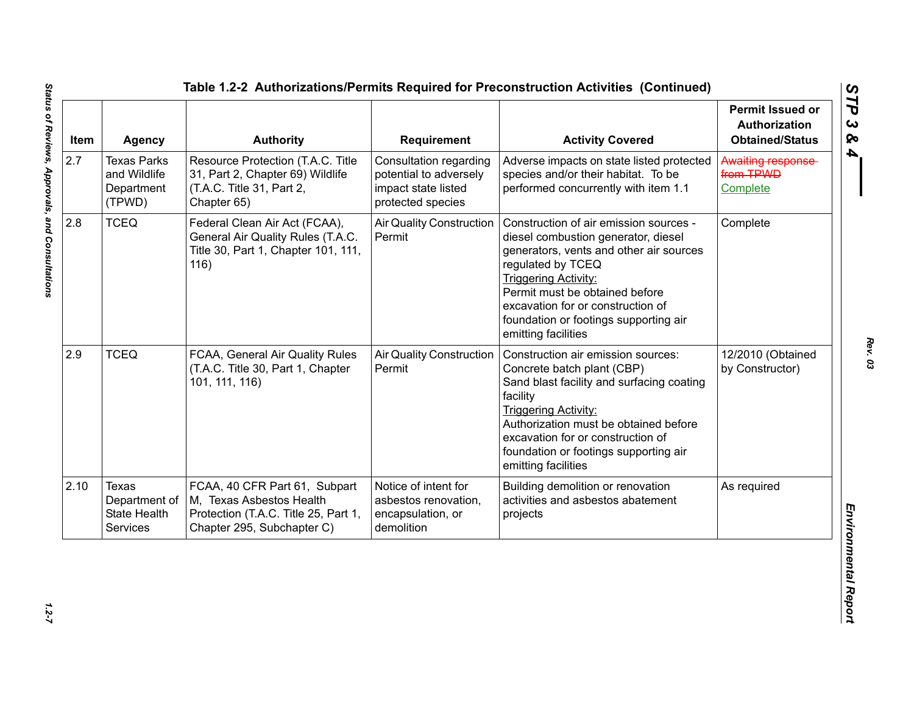**Table 1.2-2 Authorizations/Permits Required for Preconstruction Activities (Continued)**

| Item | Agency | Authority | Requirement | Activity Covered | Permit Issued or Authorization Obtained/Status |
|---|---|---|---|---|---|
| 2.7 | Texas Parks and Wildlife Department (TPWD) | Resource Protection (T.A.C. Title 31, Part 2, Chapter 69) Wildlife (T.A.C. Title 31, Part 2, Chapter 65) | Consultation regarding potential to adversely impact state listed protected species | Adverse impacts on state listed protected species and/or their habitat. To be performed concurrently with item 1.1 | ~~Awaiting response from TPWD~~ Complete |
| 2.8 | TCEQ | Federal Clean Air Act (FCAA), General Air Quality Rules (T.A.C. Title 30, Part 1, Chapter 101, 111, 116) | Air Quality Construction Permit | Construction of air emission sources - diesel combustion generator, diesel generators, vents and other air sources regulated by TCEQ<br>Triggering Activity:<br>Permit must be obtained before excavation for or construction of foundation or footings supporting air emitting facilities | Complete |
| 2.9 | TCEQ | FCAA, General Air Quality Rules (T.A.C. Title 30, Part 1, Chapter 101, 111, 116) | Air Quality Construction Permit | Construction air emission sources:<br>Concrete batch plant (CBP)<br>Sand blast facility and surfacing coating facility<br>Triggering Activity:<br>Authorization must be obtained before excavation for or construction of foundation or footings supporting air emitting facilities | 12/2010 (Obtained by Constructor) |
| 2.10 | Texas Department of State Health Services | FCAA, 40 CFR Part 61, Subpart M, Texas Asbestos Health Protection (T.A.C. Title 25, Part 1, Chapter 295, Subchapter C) | Notice of intent for asbestos renovation, encapsulation, or demolition | Building demolition or renovation activities and asbestos abatement projects | As required |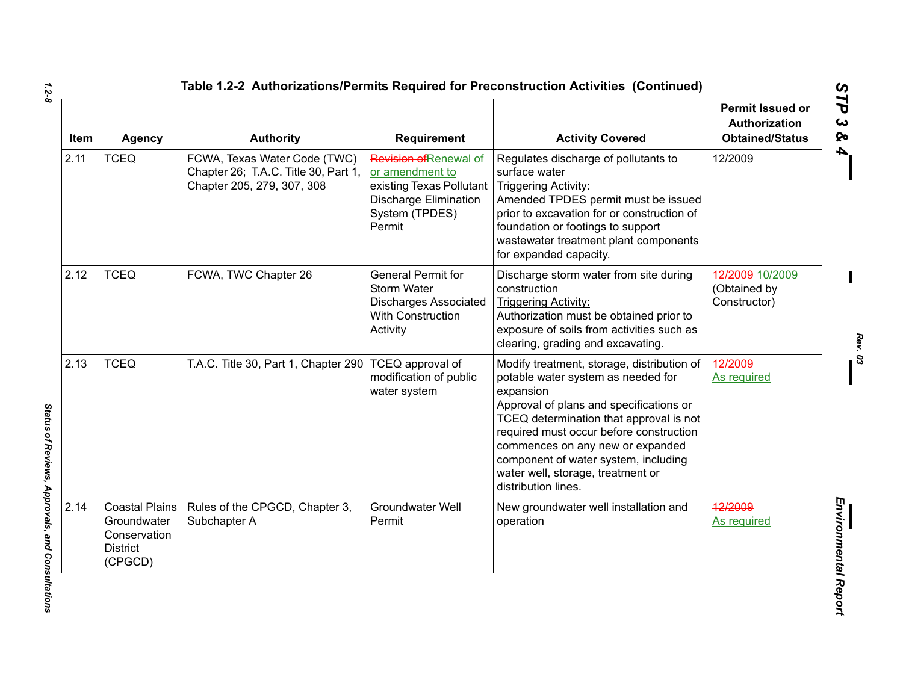## Table 1.2-2 Authorizations/Permits Required for Preconstruction Activities (Continued)

| Item | Agency | Authority | Requirement | Activity Covered | Permit Issued or Authorization Obtained/Status |
|---|---|---|---|---|---|
| 2.11 | TCEQ | FCWA, Texas Water Code (TWC) Chapter 26; T.A.C. Title 30, Part 1, Chapter 205, 279, 307, 308 | ~~Revision of~~Renewal of or amendment to existing Texas Pollutant Discharge Elimination System (TPDES) Permit | Regulates discharge of pollutants to surface water<br>Triggering Activity:<br>Amended TPDES permit must be issued prior to excavation for or construction of foundation or footings to support wastewater treatment plant components for expanded capacity. | 12/2009 |
| 2.12 | TCEQ | FCWA, TWC Chapter 26 | General Permit for Storm Water Discharges Associated With Construction Activity | Discharge storm water from site during construction<br>Triggering Activity:<br>Authorization must be obtained prior to exposure of soils from activities such as clearing, grading and excavating. | ~~12/2009~~ 10/2009 (Obtained by Constructor) |
| 2.13 | TCEQ | T.A.C. Title 30, Part 1, Chapter 290 | TCEQ approval of modification of public water system | Modify treatment, storage, distribution of potable water system as needed for expansion<br>Approval of plans and specifications or TCEQ determination that approval is not required must occur before construction commences on any new or expanded component of water system, including water well, storage, treatment or distribution lines. | ~~12/2009~~<br>As required |
| 2.14 | Coastal Plains Groundwater Conservation District (CPGCD) | Rules of the CPGCD, Chapter 3, Subchapter A | Groundwater Well Permit | New groundwater well installation and operation | ~~12/2009~~<br>As required |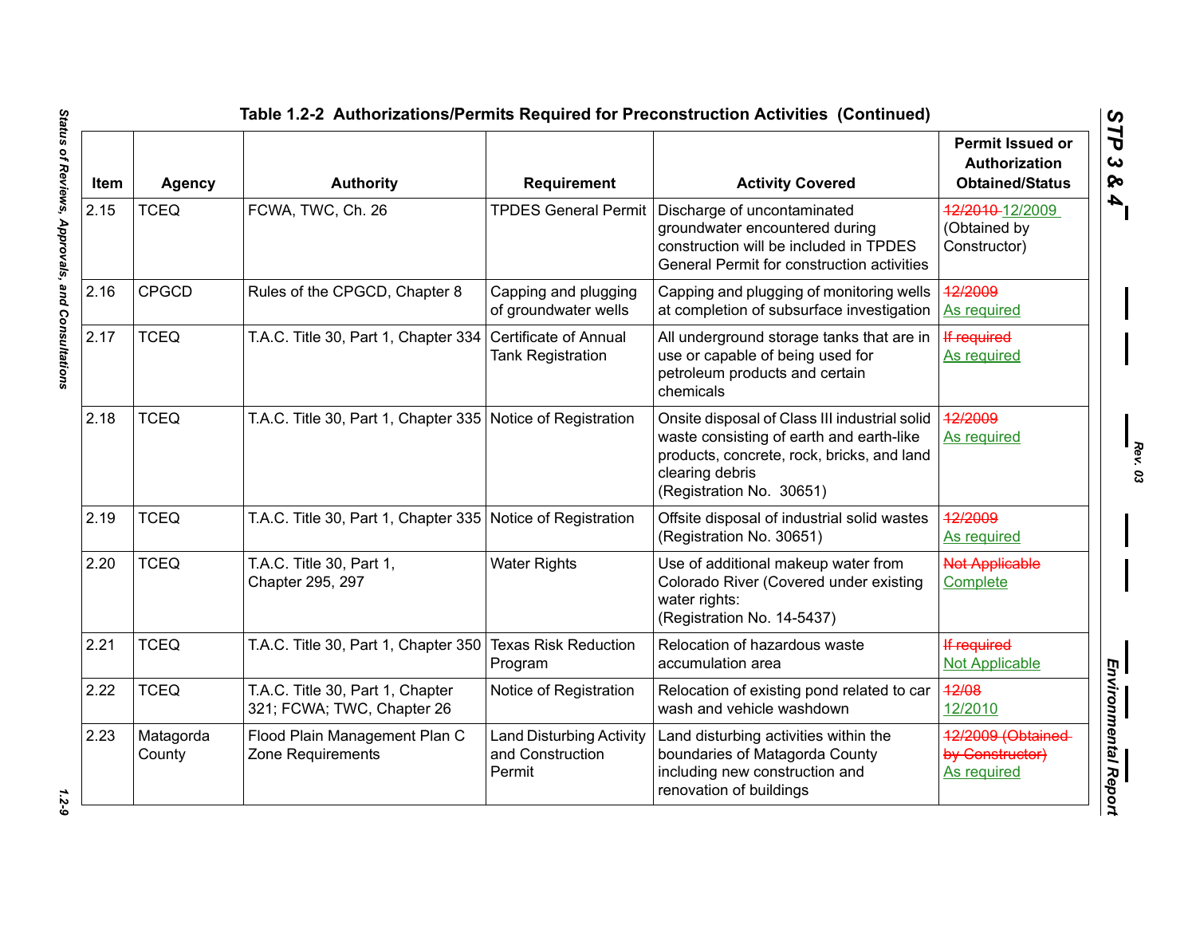**Table 1.2-2 Authorizations/Permits Required for Preconstruction Activities (Continued)**

| Item | Agency | Authority | Requirement | Activity Covered | Permit Issued or Authorization Obtained/Status |
|---|---|---|---|---|---|
| 2.15 | TCEQ | FCWA, TWC, Ch. 26 | TPDES General Permit | Discharge of uncontaminated groundwater encountered during construction will be included in TPDES General Permit for construction activities | ~~12/2010~~ 12/2009 (Obtained by Constructor) |
| 2.16 | CPGCD | Rules of the CPGCD, Chapter 8 | Capping and plugging of groundwater wells | Capping and plugging of monitoring wells at completion of subsurface investigation | ~~12/2009~~ As required |
| 2.17 | TCEQ | T.A.C. Title 30, Part 1, Chapter 334 | Certificate of Annual Tank Registration | All underground storage tanks that are in use or capable of being used for petroleum products and certain chemicals | ~~If required~~ As required |
| 2.18 | TCEQ | T.A.C. Title 30, Part 1, Chapter 335 | Notice of Registration | Onsite disposal of Class III industrial solid waste consisting of earth and earth-like products, concrete, rock, bricks, and land clearing debris (Registration No. 30651) | ~~12/2009~~ As required |
| 2.19 | TCEQ | T.A.C. Title 30, Part 1, Chapter 335 | Notice of Registration | Offsite disposal of industrial solid wastes (Registration No. 30651) | ~~12/2009~~ As required |
| 2.20 | TCEQ | T.A.C. Title 30, Part 1, Chapter 295, 297 | Water Rights | Use of additional makeup water from Colorado River (Covered under existing water rights: (Registration No. 14-5437) | ~~Not Applicable~~ Complete |
| 2.21 | TCEQ | T.A.C. Title 30, Part 1, Chapter 350 | Texas Risk Reduction Program | Relocation of hazardous waste accumulation area | ~~If required~~ Not Applicable |
| 2.22 | TCEQ | T.A.C. Title 30, Part 1, Chapter 321; FCWA; TWC, Chapter 26 | Notice of Registration | Relocation of existing pond related to car wash and vehicle washdown | ~~12/08~~ 12/2010 |
| 2.23 | Matagorda County | Flood Plain Management Plan C Zone Requirements | Land Disturbing Activity and Construction Permit | Land disturbing activities within the boundaries of Matagorda County including new construction and renovation of buildings | ~~12/2009 (Obtained by Constructor)~~ As required |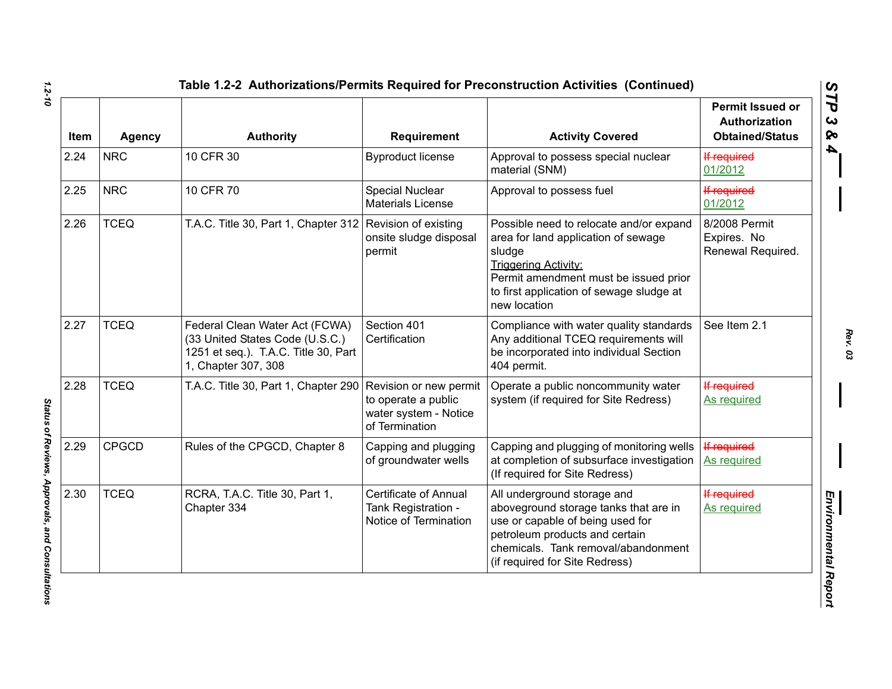## Table 1.2-2 Authorizations/Permits Required for Preconstruction Activities (Continued)

| Item | Agency | Authority | Requirement | Activity Covered | Permit Issued or Authorization Obtained/Status |
|---|---|---|---|---|---|
| 2.24 | NRC | 10 CFR 30 | Byproduct license | Approval to possess special nuclear material (SNM) | ~~If required~~ 01/2012 |
| 2.25 | NRC | 10 CFR 70 | Special Nuclear Materials License | Approval to possess fuel | ~~If required~~ 01/2012 |
| 2.26 | TCEQ | T.A.C. Title 30, Part 1, Chapter 312 | Revision of existing onsite sludge disposal permit | Possible need to relocate and/or expand area for land application of sewage sludge<br>Triggering Activity:<br>Permit amendment must be issued prior to first application of sewage sludge at new location | 8/2008 Permit Expires. No Renewal Required. |
| 2.27 | TCEQ | Federal Clean Water Act (FCWA) (33 United States Code (U.S.C.) 1251 et seq.). T.A.C. Title 30, Part 1, Chapter 307, 308 | Section 401 Certification | Compliance with water quality standards Any additional TCEQ requirements will be incorporated into individual Section 404 permit. | See Item 2.1 |
| 2.28 | TCEQ | T.A.C. Title 30, Part 1, Chapter 290 | Revision or new permit to operate a public water system - Notice of Termination | Operate a public noncommunity water system (if required for Site Redress) | ~~If required~~ As required |
| 2.29 | CPGCD | Rules of the CPGCD, Chapter 8 | Capping and plugging of groundwater wells | Capping and plugging of monitoring wells at completion of subsurface investigation (If required for Site Redress) | ~~If required~~ As required |
| 2.30 | TCEQ | RCRA, T.A.C. Title 30, Part 1, Chapter 334 | Certificate of Annual Tank Registration - Notice of Termination | All underground storage and aboveground storage tanks that are in use or capable of being used for petroleum products and certain chemicals. Tank removal/abandonment (if required for Site Redress) | ~~If required~~ As required |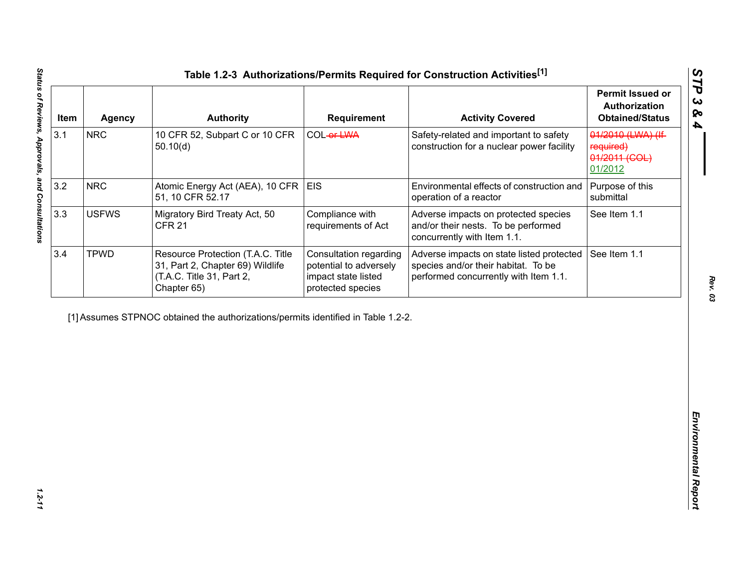# Table 1.2-3 Authorizations/Permits Required for Construction Activities[1]

| Item | Agency | Authority | Requirement | Activity Covered | Permit Issued or Authorization Obtained/Status |
|---|---|---|---|---|---|
| 3.1 | NRC | 10 CFR 52, Subpart C or 10 CFR 50.10(d) | COL ~~or LWA~~ | Safety-related and important to safety construction for a nuclear power facility | ~~01/2010 (LWA) (If required)~~ ~~01/2011 (COL)~~ 01/2012 |
| 3.2 | NRC | Atomic Energy Act (AEA), 10 CFR 51, 10 CFR 52.17 | EIS | Environmental effects of construction and operation of a reactor | Purpose of this submittal |
| 3.3 | USFWS | Migratory Bird Treaty Act, 50 CFR 21 | Compliance with requirements of Act | Adverse impacts on protected species and/or their nests. To be performed concurrently with Item 1.1. | See Item 1.1 |
| 3.4 | TPWD | Resource Protection (T.A.C. Title 31, Part 2, Chapter 69) Wildlife (T.A.C. Title 31, Part 2, Chapter 65) | Consultation regarding potential to adversely impact state listed protected species | Adverse impacts on state listed protected species and/or their habitat. To be performed concurrently with Item 1.1. | See Item 1.1 |

[1] Assumes STPNOC obtained the authorizations/permits identified in Table 1.2-2.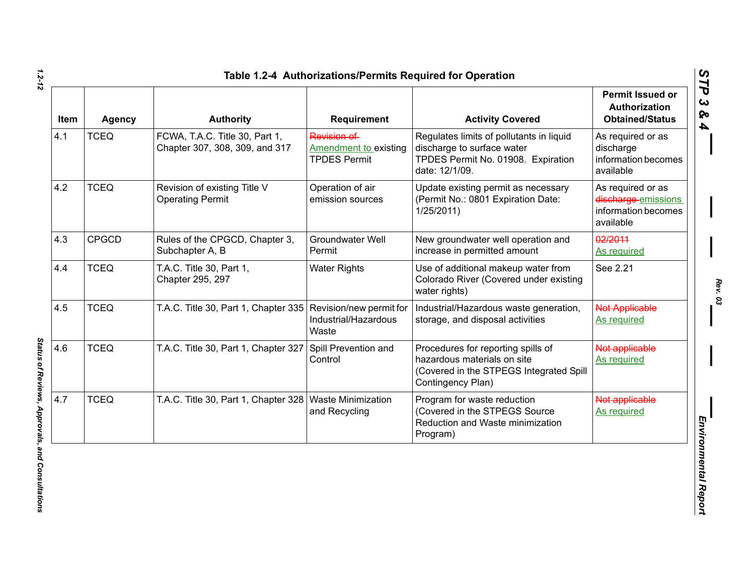# Table 1.2-4 Authorizations/Permits Required for Operation

| Item | Agency | Authority | Requirement | Activity Covered | Permit Issued or Authorization Obtained/Status |
|---|---|---|---|---|---|
| 4.1 | TCEQ | FCWA, T.A.C. Title 30, Part 1, Chapter 307, 308, 309, and 317 | ~~Revision of~~ Amendment to existing TPDES Permit | Regulates limits of pollutants in liquid discharge to surface water TPDES Permit No. 01908. Expiration date: 12/1/09. | As required or as discharge information becomes available |
| 4.2 | TCEQ | Revision of existing Title V Operating Permit | Operation of air emission sources | Update existing permit as necessary (Permit No.: 0801 Expiration Date: 1/25/2011) | As required or as ~~discharge~~ emissions information becomes available |
| 4.3 | CPGCD | Rules of the CPGCD, Chapter 3, Subchapter A, B | Groundwater Well Permit | New groundwater well operation and increase in permitted amount | ~~02/2011~~ As required |
| 4.4 | TCEQ | T.A.C. Title 30, Part 1, Chapter 295, 297 | Water Rights | Use of additional makeup water from Colorado River (Covered under existing water rights) | See 2.21 |
| 4.5 | TCEQ | T.A.C. Title 30, Part 1, Chapter 335 | Revision/new permit for Industrial/Hazardous Waste | Industrial/Hazardous waste generation, storage, and disposal activities | ~~Not Applicable~~ As required |
| 4.6 | TCEQ | T.A.C. Title 30, Part 1, Chapter 327 | Spill Prevention and Control | Procedures for reporting spills of hazardous materials on site (Covered in the STPEGS Integrated Spill Contingency Plan) | ~~Not applicable~~ As required |
| 4.7 | TCEQ | T.A.C. Title 30, Part 1, Chapter 328 | Waste Minimization and Recycling | Program for waste reduction (Covered in the STPEGS Source Reduction and Waste minimization Program) | ~~Not applicable~~ As required |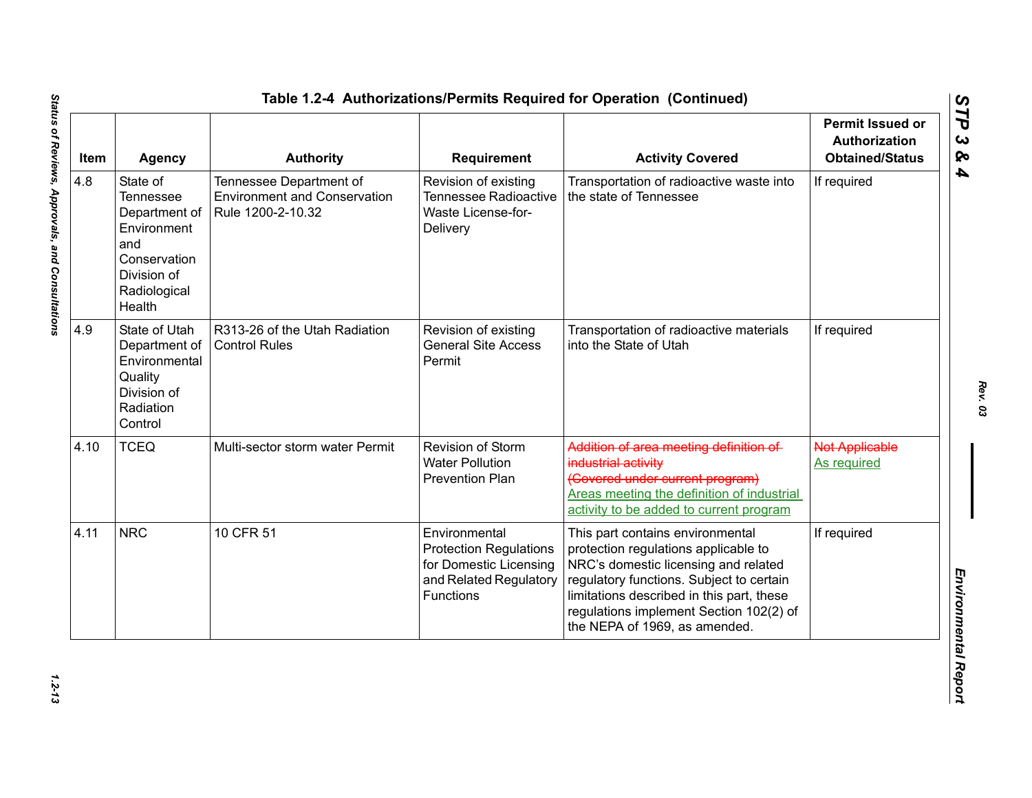**Table 1.2-4 Authorizations/Permits Required for Operation (Continued)**

| Item | Agency | Authority | Requirement | Activity Covered | Permit Issued or Authorization Obtained/Status |
|---|---|---|---|---|---|
| 4.8 | State of Tennessee Department of Environment and Conservation Division of Radiological Health | Tennessee Department of Environment and Conservation Rule 1200-2-10.32 | Revision of existing Tennessee Radioactive Waste License-for-Delivery | Transportation of radioactive waste into the state of Tennessee | If required |
| 4.9 | State of Utah Department of Environmental Quality Division of Radiation Control | R313-26 of the Utah Radiation Control Rules | Revision of existing General Site Access Permit | Transportation of radioactive materials into the State of Utah | If required |
| 4.10 | TCEQ | Multi-sector storm water Permit | Revision of Storm Water Pollution Prevention Plan | ~~Addition of area meeting definition of industrial activity (Covered under current program)~~ Areas meeting the definition of industrial activity to be added to current program | ~~Not Applicable~~ As required |
| 4.11 | NRC | 10 CFR 51 | Environmental Protection Regulations for Domestic Licensing and Related Regulatory Functions | This part contains environmental protection regulations applicable to NRC's domestic licensing and related regulatory functions. Subject to certain limitations described in this part, these regulations implement Section 102(2) of the NEPA of 1969, as amended. | If required |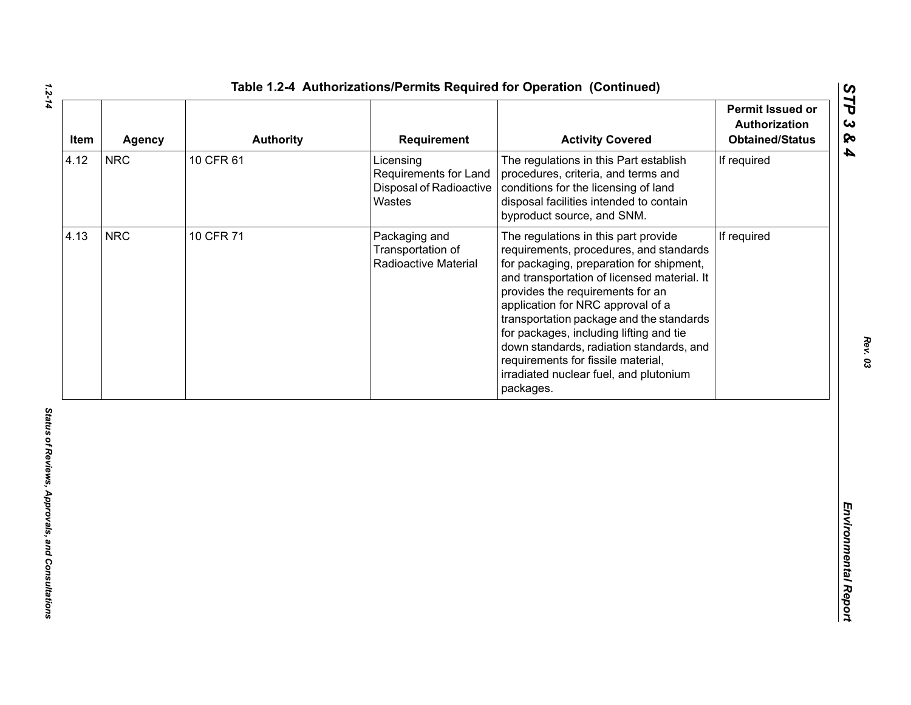## Table 1.2-4 Authorizations/Permits Required for Operation (Continued)

| Item | Agency | Authority | Requirement | Activity Covered | Permit Issued or Authorization Obtained/Status |
|---|---|---|---|---|---|
| 4.12 | NRC | 10 CFR 61 | Licensing Requirements for Land Disposal of Radioactive Wastes | The regulations in this Part establish procedures, criteria, and terms and conditions for the licensing of land disposal facilities intended to contain byproduct source, and SNM. | If required |
| 4.13 | NRC | 10 CFR 71 | Packaging and Transportation of Radioactive Material | The regulations in this part provide requirements, procedures, and standards for packaging, preparation for shipment, and transportation of licensed material. It provides the requirements for an application for NRC approval of a transportation package and the standards for packages, including lifting and tie down standards, radiation standards, and requirements for fissile material, irradiated nuclear fuel, and plutonium packages. | If required |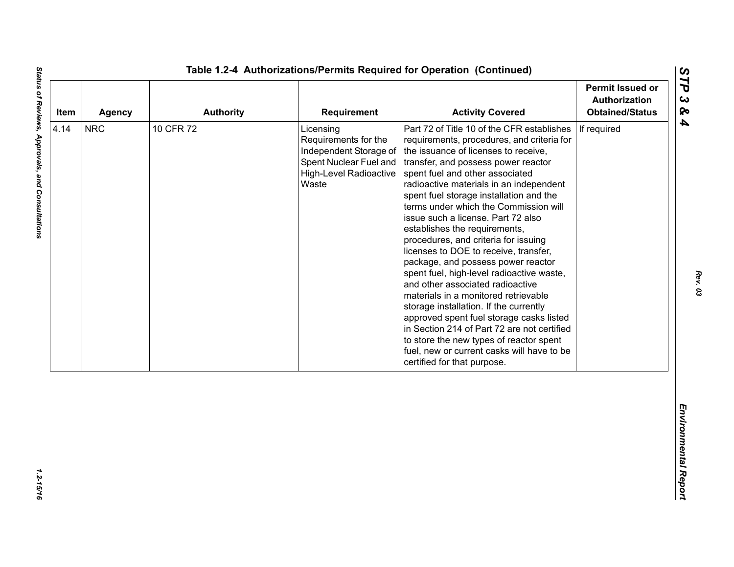# Table 1.2-4 Authorizations/Permits Required for Operation (Continued)

| Item | Agency | Authority | Requirement | Activity Covered | Permit Issued or Authorization Obtained/Status |
|---|---|---|---|---|---|
| 4.14 | NRC | 10 CFR 72 | Licensing Requirements for the Independent Storage of Spent Nuclear Fuel and High-Level Radioactive Waste | Part 72 of Title 10 of the CFR establishes requirements, procedures, and criteria for the issuance of licenses to receive, transfer, and possess power reactor spent fuel and other associated radioactive materials in an independent spent fuel storage installation and the terms under which the Commission will issue such a license. Part 72 also establishes the requirements, procedures, and criteria for issuing licenses to DOE to receive, transfer, package, and possess power reactor spent fuel, high-level radioactive waste, and other associated radioactive materials in a monitored retrievable storage installation. If the currently approved spent fuel storage casks listed in Section 214 of Part 72 are not certified to store the new types of reactor spent fuel, new or current casks will have to be certified for that purpose. | If required |